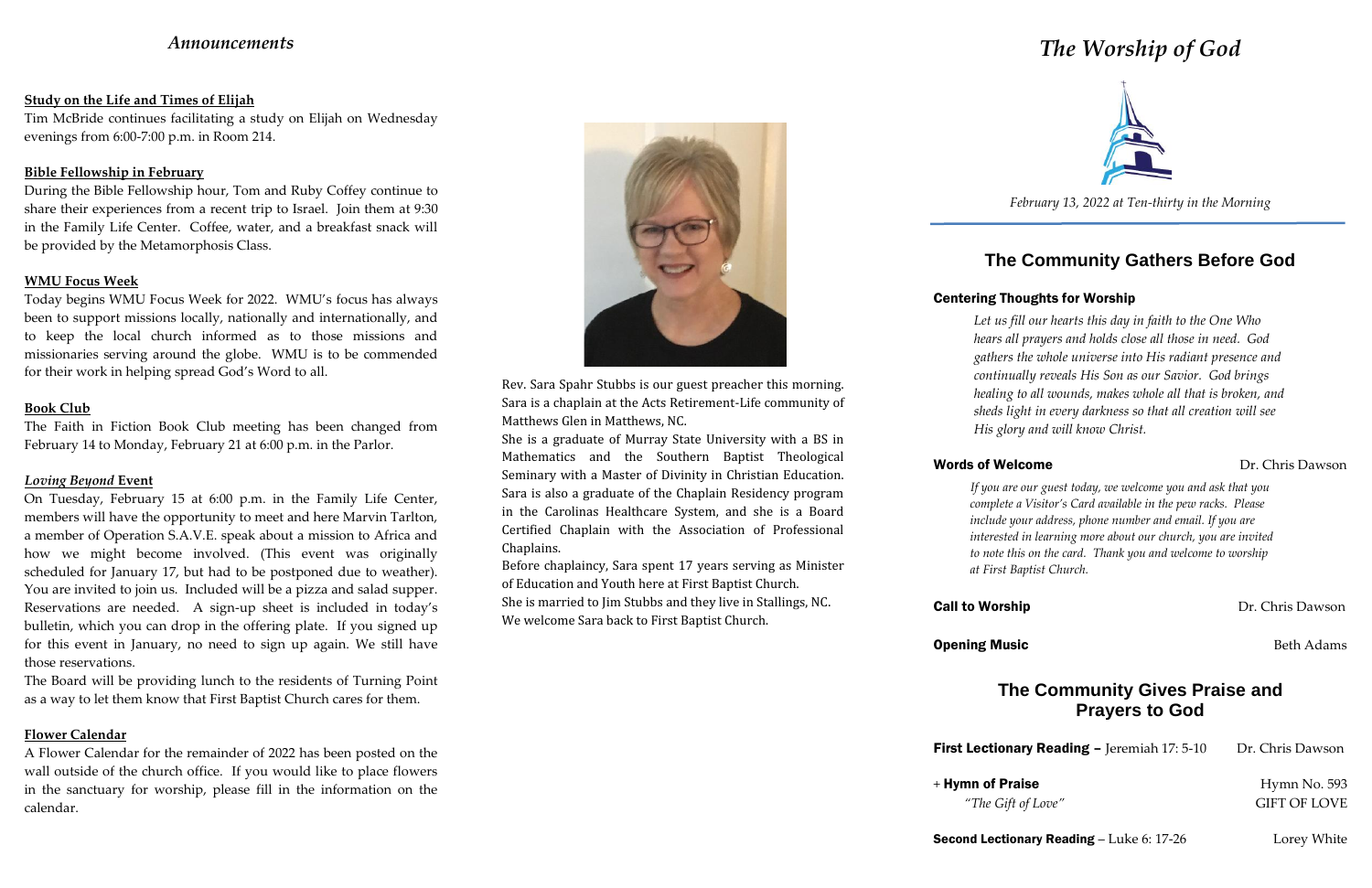## *Announcements*

**Study on the Life and Times of Elijah**

Tim McBride continues facilitating a study on Elijah on Wednesday evenings from 6:00-7:00 p.m. in Room 214.

**Bible Fellowship in February**

During the Bible Fellowship hour, Tom and Ruby Coffey continue to share their experiences from a recent trip to Israel. Join them at 9:30 in the Family Life Center. Coffee, water, and a breakfast snack will be provided by the Metamorphosis Class.

**WMU Focus Week**

Today begins WMU Focus Week for 2022. WMU's focus has always been to support missions locally, nationally and internationally, and to keep the local church informed as to those missions and missionaries serving around the globe. WMU is to be commended for their work in helping spread God's Word to all.

**Book Club**

The Faith in Fiction Book Club meeting has been changed from February 14 to Monday, February 21 at 6:00 p.m. in the Parlor.

***Loving Beyond* Event**

On Tuesday, February 15 at 6:00 p.m. in the Family Life Center, members will have the opportunity to meet and here Marvin Tarlton, a member of Operation S.A.V.E. speak about a mission to Africa and how we might become involved. (This event was originally scheduled for January 17, but had to be postponed due to weather). You are invited to join us. Included will be a pizza and salad supper. Reservations are needed. A sign-up sheet is included in today's bulletin, which you can drop in the offering plate. If you signed up for this event in January, no need to sign up again. We still have those reservations.

The Board will be providing lunch to the residents of Turning Point as a way to let them know that First Baptist Church cares for them.

**Flower Calendar**

A Flower Calendar for the remainder of 2022 has been posted on the wall outside of the church office. If you would like to place flowers in the sanctuary for worship, please fill in the information on the calendar.

Rev. Sara Spahr Stubbs is our guest preacher this morning. Sara is a chaplain at the Acts Retirement-Life community of Matthews Glen in Matthews, NC.

She is a graduate of Murray State University with a BS in Mathematics and the Southern Baptist Theological Seminary with a Master of Divinity in Christian Education. Sara is also a graduate of the Chaplain Residency program in the Carolinas Healthcare System, and she is a Board Certified Chaplain with the Association of Professional Chaplains.

Before chaplaincy, Sara spent 17 years serving as Minister of Education and Youth here at First Baptist Church.

She is married to Jim Stubbs and they live in Stallings, NC.

We welcome Sara back to First Baptist Church.

# *The Worship of God*

*February 13, 2022 at Ten-thirty in the Morning*

## The Community Gathers Before God

**Centering Thoughts for Worship**

*Let us fill our hearts this day in faith to the One Who hears all prayers and holds close all those in need. God gathers the whole universe into His radiant presence and continually reveals His Son as our Savior. God brings healing to all wounds, makes whole all that is broken, and sheds light in every darkness so that all creation will see His glory and will know Christ.*

**Words of Welcome** — Dr. Chris Dawson

*If you are our guest today, we welcome you and ask that you complete a Visitor's Card available in the pew racks. Please include your address, phone number and email. If you are interested in learning more about our church, you are invited to note this on the card. Thank you and welcome to worship at First Baptist Church.*

**Call to Worship** — Dr. Chris Dawson

**Opening Music** — Beth Adams

## The Community Gives Praise and Prayers to God

**First Lectionary Reading** – Jeremiah 17: 5-10 — Dr. Chris Dawson

\+ **Hymn of Praise** — Hymn No. 593
*"The Gift of Love"* — GIFT OF LOVE

**Second Lectionary Reading** – Luke 6: 17-26 — Lorey White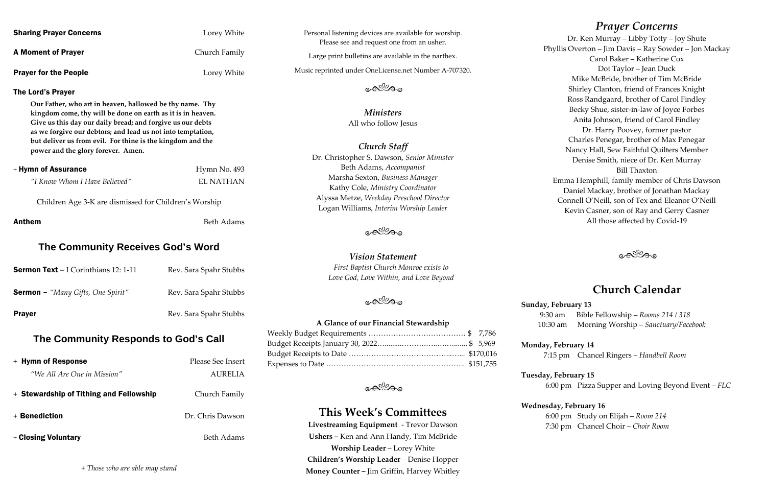**Sharing Prayer Concerns** Lorey White

**A Moment of Prayer** Church Family

**Prayer for the People** Lorey White

**The Lord's Prayer**

**Our Father, who art in heaven, hallowed be thy name. Thy kingdom come, thy will be done on earth as it is in heaven. Give us this day our daily bread; and forgive us our debts as we forgive our debtors; and lead us not into temptation, but deliver us from evil. For thine is the kingdom and the power and the glory forever. Amen.**

+ **Hymn of Assurance** Hymn No. 493

*"I Know Whom I Have Believed"* EL NATHAN

Children Age 3-K are dismissed for Children's Worship

**Anthem** Beth Adams

## The Community Receives God's Word

**Sermon Text** – I Corinthians 12: 1-11 Rev. Sara Spahr Stubbs

**Sermon –** *"Many Gifts, One Spirit"* Rev. Sara Spahr Stubbs

**Prayer** Rev. Sara Spahr Stubbs

## The Community Responds to God's Call

+ **Hymn of Response** Please See Insert

*"We All Are One in Mission"* AURELIA

+ **Stewardship of Tithing and Fellowship** Church Family

+ **Benediction** Dr. Chris Dawson

+ **Closing Voluntary** Beth Adams

*+ Those who are able may stand*

Personal listening devices are available for worship. Please see and request one from an usher.

Large print bulletins are available in the narthex.

Music reprinted under OneLicense.net Number A-707320.

### *Ministers*

All who follow Jesus

### *Church Staff*

Dr. Christopher S. Dawson, *Senior Minister*
Beth Adams, *Accompanist*
Marsha Sexton, *Business Manager*
Kathy Cole, *Ministry Coordinator*
Alyssa Metze, *Weekday Preschool Director*
Logan Williams, *Interim Worship Leader*

### *Vision Statement*

*First Baptist Church Monroe exists to Love God, Love Within, and Love Beyond*

**A Glance of our Financial Stewardship**

| | |
|---|---|
| Weekly Budget Requirements | $ 7,786 |
| Budget Receipts January 30, 2022 | $ 5,969 |
| Budget Receipts to Date | $170,016 |
| Expenses to Date | $151,755 |

## This Week's Committees

**Livestreaming Equipment** - Trevor Dawson
**Ushers –** Ken and Ann Handy, Tim McBride
**Worship Leader** – Lorey White
**Children's Worship Leader** – Denise Hopper
**Money Counter –** Jim Griffin, Harvey Whitley

## *Prayer Concerns*

Dr. Ken Murray – Libby Totty – Joy Shute
Phyllis Overton – Jim Davis – Ray Sowder – Jon Mackay
Carol Baker – Katherine Cox
Dot Taylor – Jean Duck
Mike McBride, brother of Tim McBride
Shirley Clanton, friend of Frances Knight
Ross Randgaard, brother of Carol Findley
Becky Shue, sister-in-law of Joyce Forbes
Anita Johnson, friend of Carol Findley
Dr. Harry Poovey, former pastor
Charles Penegar, brother of Max Penegar
Nancy Hall, Sew Faithful Quilters Member
Denise Smith, niece of Dr. Ken Murray
Bill Thaxton
Emma Hemphill, family member of Chris Dawson
Daniel Mackay, brother of Jonathan Mackay
Connell O'Neill, son of Tex and Eleanor O'Neill
Kevin Casner, son of Ray and Gerry Casner
All those affected by Covid-19

## Church Calendar

**Sunday, February 13**
9:30 am Bible Fellowship – *Rooms 214 / 318*
10:30 am Morning Worship – *Sanctuary/Facebook*

**Monday, February 14**
7:15 pm Chancel Ringers – *Handbell Room*

**Tuesday, February 15**
6:00 pm Pizza Supper and Loving Beyond Event – *FLC*

**Wednesday, February 16**
6:00 pm Study on Elijah – *Room 214*
7:30 pm Chancel Choir – *Choir Room*